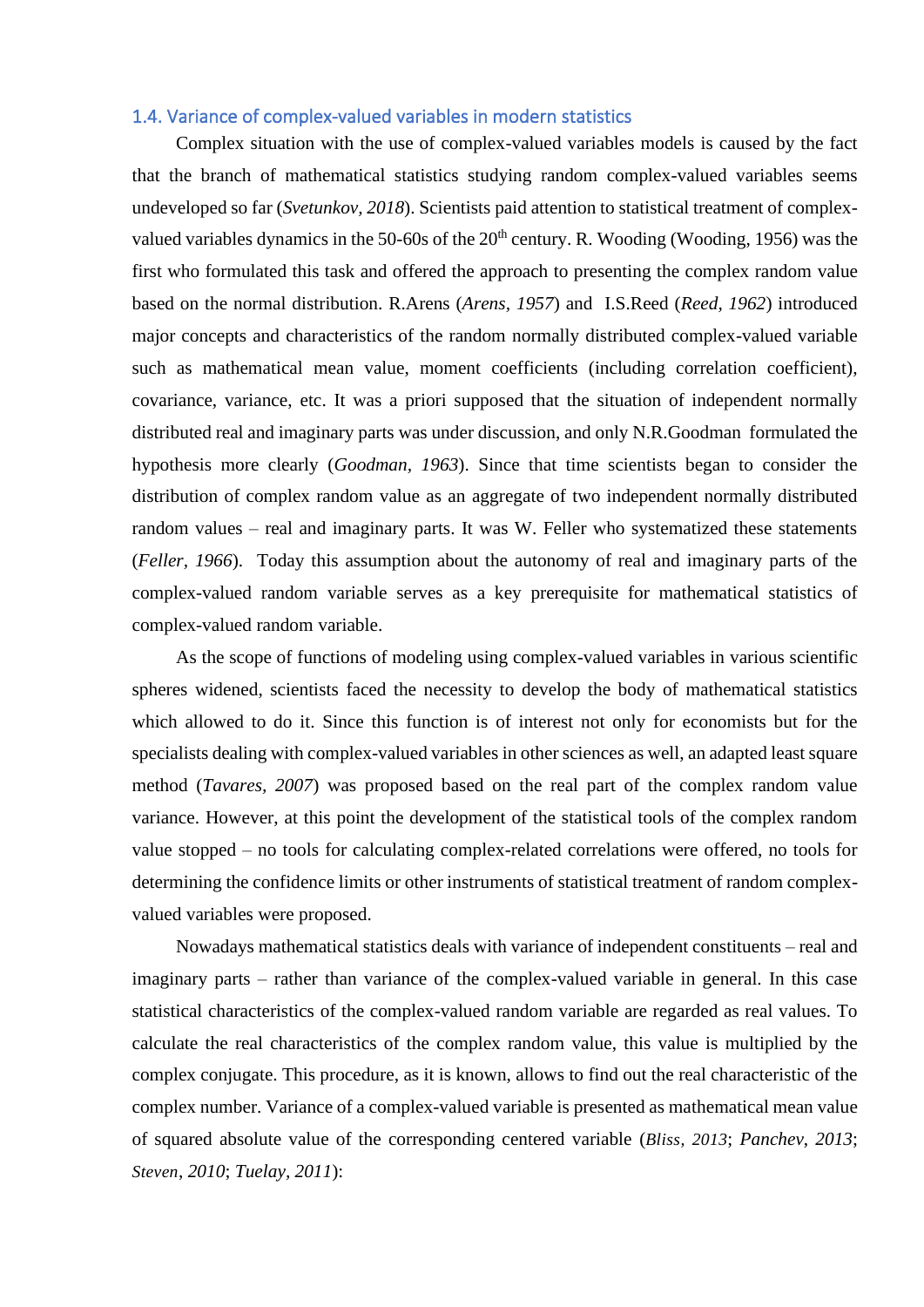### 1.4. Variance of complex-valued variables in modern statistics

Complex situation with the use of complex-valued variables models is caused by the fact that the branch of mathematical statistics studying random complex-valued variables seems undeveloped so far (*Svetunkov, 2018*). Scientists paid attention to statistical treatment of complex-valued variables dynamics in the 50-60s of the 20[th] century. R. Wooding (Wooding, 1956) was the first who formulated this task and offered the approach to presenting the complex random value based on the normal distribution. R.Arens (*Arens, 1957*) and I.S.Reed (*Reed, 1962*) introduced major concepts and characteristics of the random normally distributed complex-valued variable such as mathematical mean value, moment coefficients (including correlation coefficient), covariance, variance, etc. It was a priori supposed that the situation of independent normally distributed real and imaginary parts was under discussion, and only N.R.Goodman formulated the hypothesis more clearly (*Goodman, 1963*). Since that time scientists began to consider the distribution of complex random value as an aggregate of two independent normally distributed random values – real and imaginary parts. It was W. Feller who systematized these statements (*Feller, 1966*). Today this assumption about the autonomy of real and imaginary parts of the complex-valued random variable serves as a key prerequisite for mathematical statistics of complex-valued random variable.

As the scope of functions of modeling using complex-valued variables in various scientific spheres widened, scientists faced the necessity to develop the body of mathematical statistics which allowed to do it. Since this function is of interest not only for economists but for the specialists dealing with complex-valued variables in other sciences as well, an adapted least square method (*Tavares, 2007*) was proposed based on the real part of the complex random value variance. However, at this point the development of the statistical tools of the complex random value stopped – no tools for calculating complex-related correlations were offered, no tools for determining the confidence limits or other instruments of statistical treatment of random complex-valued variables were proposed.

Nowadays mathematical statistics deals with variance of independent constituents – real and imaginary parts – rather than variance of the complex-valued variable in general. In this case statistical characteristics of the complex-valued random variable are regarded as real values. To calculate the real characteristics of the complex random value, this value is multiplied by the complex conjugate. This procedure, as it is known, allows to find out the real characteristic of the complex number. Variance of a complex-valued variable is presented as mathematical mean value of squared absolute value of the corresponding centered variable (*Bliss, 2013*; *Panchev, 2013*; *Steven, 2010*; *Tuelay, 2011*):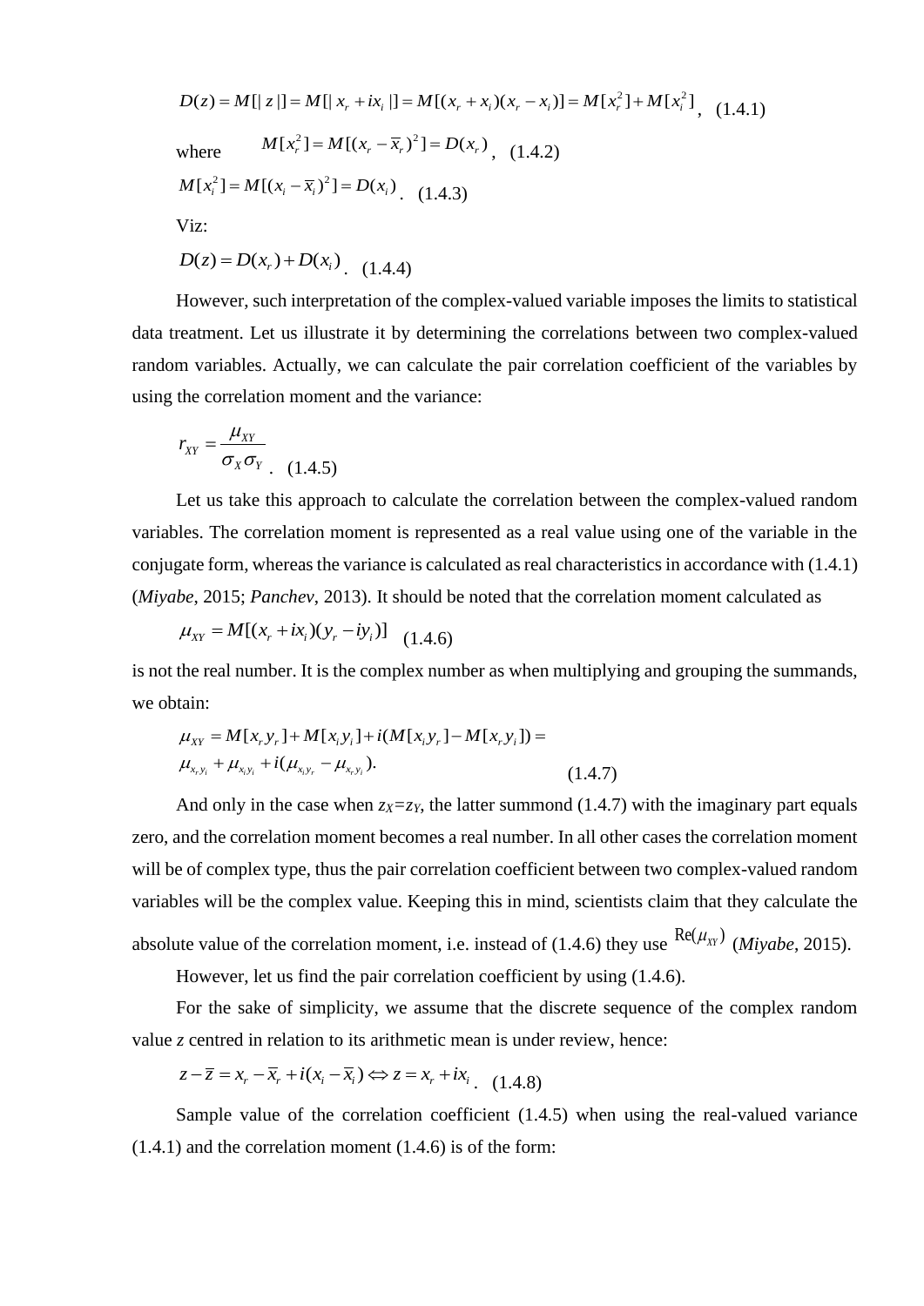$$D(z) = M[|z|] = M[|x_r + ix_i|] = M[(x_r + x_i)(x_r - x_i)] = M[x_r^2] + M[x_i^2], \quad (1.4.1)$$

where $M[x_r^2] = M[(x_r - \bar{x}_r)^2] = D(x_r)$, (1.4.2)

$$M[x_i^2] = M[(x_i - \bar{x}_i)^2] = D(x_i). \quad (1.4.3)$$

Viz:

$$D(z) = D(x_r) + D(x_i). \quad (1.4.4)$$

However, such interpretation of the complex-valued variable imposes the limits to statistical data treatment. Let us illustrate it by determining the correlations between two complex-valued random variables. Actually, we can calculate the pair correlation coefficient of the variables by using the correlation moment and the variance:

$$r_{XY} = \frac{\mu_{XY}}{\sigma_X \sigma_Y}. \quad (1.4.5)$$

Let us take this approach to calculate the correlation between the complex-valued random variables. The correlation moment is represented as a real value using one of the variable in the conjugate form, whereas the variance is calculated as real characteristics in accordance with (1.4.1) (*Miyabe*, 2015; *Panchev*, 2013). It should be noted that the correlation moment calculated as

$$\mu_{XY} = M[(x_r + ix_i)(y_r - iy_i)] \quad (1.4.6)$$

is not the real number. It is the complex number as when multiplying and grouping the summands, we obtain:

$$\mu_{XY} = M[x_r y_r] + M[x_i y_i] + i(M[x_i y_r] - M[x_r y_i]) =$$
$$\mu_{x_r y_i} + \mu_{x_i y_i} + i(\mu_{x_i y_r} - \mu_{x_r y_i}). \quad (1.4.7)$$

And only in the case when $z_X = z_Y$, the latter summond (1.4.7) with the imaginary part equals zero, and the correlation moment becomes a real number. In all other cases the correlation moment will be of complex type, thus the pair correlation coefficient between two complex-valued random variables will be the complex value. Keeping this in mind, scientists claim that they calculate the absolute value of the correlation moment, i.e. instead of (1.4.6) they use $\mathrm{Re}(\mu_{XY})$ (*Miyabe*, 2015).

However, let us find the pair correlation coefficient by using (1.4.6).

For the sake of simplicity, we assume that the discrete sequence of the complex random value $z$ centred in relation to its arithmetic mean is under review, hence:

$$z - \bar{z} = x_r - \bar{x}_r + i(x_i - \bar{x}_i) \Leftrightarrow z = x_r + ix_i. \quad (1.4.8)$$

Sample value of the correlation coefficient (1.4.5) when using the real-valued variance (1.4.1) and the correlation moment (1.4.6) is of the form: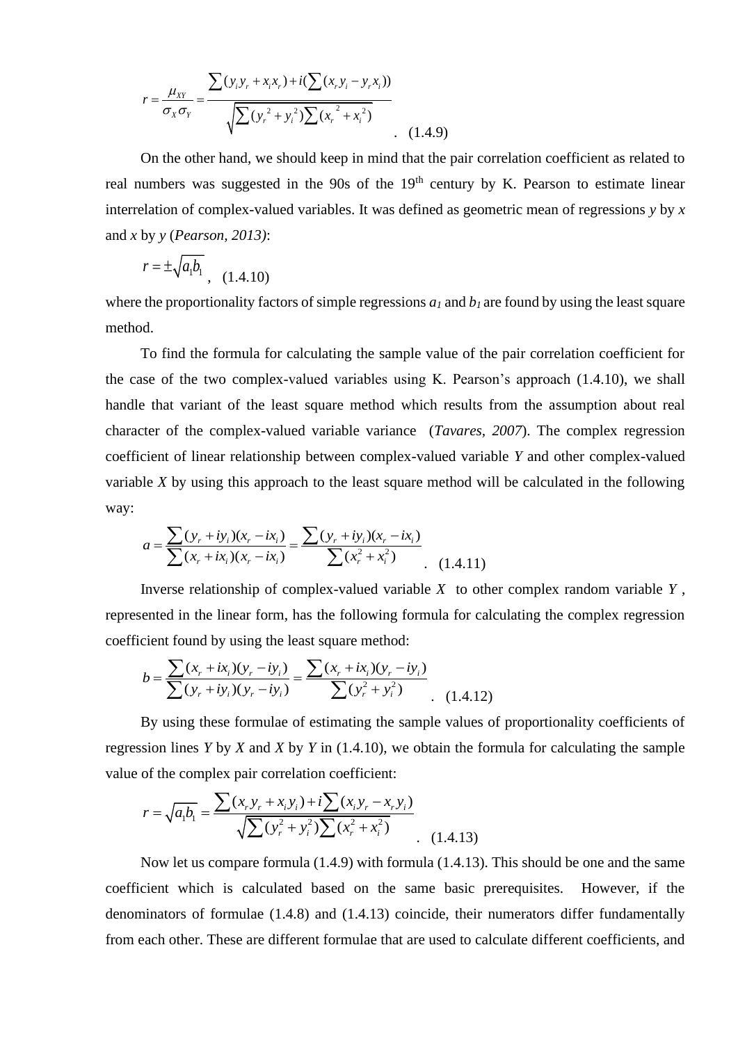$$r = \frac{\mu_{XY}}{\sigma_X \sigma_Y} = \frac{\sum (y_i y_r + x_i x_r) + i(\sum (x_r y_i - y_r x_i))}{\sqrt{\sum (y_r{}^2 + y_i{}^2) \sum (x_r{}^2 + x_i{}^2)}} \quad . \quad (1.4.9)$$

On the other hand, we should keep in mind that the pair correlation coefficient as related to real numbers was suggested in the 90s of the 19th century by K. Pearson to estimate linear interrelation of complex-valued variables. It was defined as geometric mean of regressions *y* by *x* and *x* by *y* (*Pearson, 2013)*:

$$r = \pm \sqrt{a_1 b_1} \quad , \quad (1.4.10)$$

where the proportionality factors of simple regressions $a_1$ and $b_1$ are found by using the least square method.

To find the formula for calculating the sample value of the pair correlation coefficient for the case of the two complex-valued variables using K. Pearson's approach (1.4.10), we shall handle that variant of the least square method which results from the assumption about real character of the complex-valued variable variance (*Tavares, 2007*). The complex regression coefficient of linear relationship between complex-valued variable *Y* and other complex-valued variable *X* by using this approach to the least square method will be calculated in the following way:

$$a = \frac{\sum (y_r + iy_i)(x_r - ix_i)}{\sum (x_r + ix_i)(x_r - ix_i)} = \frac{\sum (y_r + iy_i)(x_r - ix_i)}{\sum (x_r^2 + x_i^2)} \quad . \quad (1.4.11)$$

Inverse relationship of complex-valued variable $X$ to other complex random variable $Y$, represented in the linear form, has the following formula for calculating the complex regression coefficient found by using the least square method:

$$b = \frac{\sum (x_r + ix_i)(y_r - iy_i)}{\sum (y_r + iy_i)(y_r - iy_i)} = \frac{\sum (x_r + ix_i)(y_r - iy_i)}{\sum (y_r^2 + y_i^2)} \quad . \quad (1.4.12)$$

By using these formulae of estimating the sample values of proportionality coefficients of regression lines *Y* by *X* and *X* by *Y* in (1.4.10), we obtain the formula for calculating the sample value of the complex pair correlation coefficient:

$$r = \sqrt{a_1 b_1} = \frac{\sum (x_r y_r + x_i y_i) + i \sum (x_i y_r - x_r y_i)}{\sqrt{\sum (y_r^2 + y_i^2) \sum (x_r^2 + x_i^2)}} \quad . \quad (1.4.13)$$

Now let us compare formula (1.4.9) with formula (1.4.13). This should be one and the same coefficient which is calculated based on the same basic prerequisites. However, if the denominators of formulae (1.4.8) and (1.4.13) coincide, their numerators differ fundamentally from each other. These are different formulae that are used to calculate different coefficients, and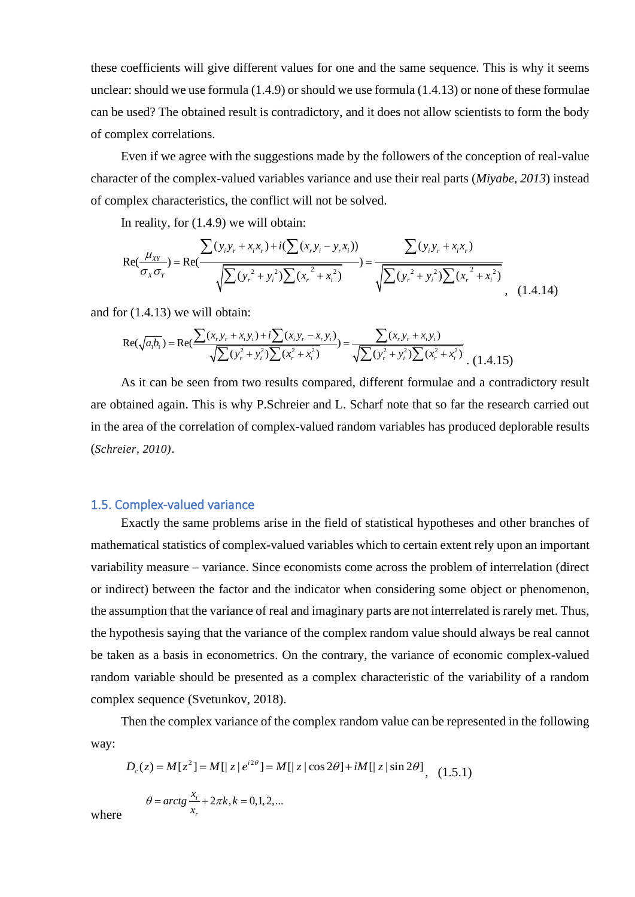these coefficients will give different values for one and the same sequence. This is why it seems unclear: should we use formula (1.4.9) or should we use formula (1.4.13) or none of these formulae can be used? The obtained result is contradictory, and it does not allow scientists to form the body of complex correlations.

Even if we agree with the suggestions made by the followers of the conception of real-value character of the complex-valued variables variance and use their real parts (*Miyabe, 2013*) instead of complex characteristics, the conflict will not be solved.

In reality, for (1.4.9) we will obtain:

$$\mathrm{Re}(\frac{\mu_{XY}}{\sigma_X \sigma_Y}) = \mathrm{Re}(\frac{\sum(y_i y_r + x_i x_r) + i(\sum(x_r y_i - y_r x_i))}{\sqrt{\sum({y_r}^2 + {y_i}^2)\sum({x_r}^2 + {x_i}^2)}}) = \frac{\sum(y_i y_r + x_i x_r)}{\sqrt{\sum({y_r}^2 + {y_i}^2)\sum({x_r}^2 + {x_i}^2)}}, \quad (1.4.14)$$

and for (1.4.13) we will obtain:

$$\mathrm{Re}(\sqrt{a_1 b_1}) = \mathrm{Re}(\frac{\sum(x_r y_r + x_i y_i) + i\sum(x_i y_r - x_r y_i)}{\sqrt{\sum(y_r^2 + y_i^2)\sum(x_r^2 + x_i^2)}}) = \frac{\sum(x_r y_r + x_i y_i)}{\sqrt{\sum(y_r^2 + y_i^2)\sum(x_r^2 + x_i^2)}}. \quad (1.4.15)$$

As it can be seen from two results compared, different formulae and a contradictory result are obtained again. This is why P.Schreier and L. Scharf note that so far the research carried out in the area of the correlation of complex-valued random variables has produced deplorable results (*Schreier, 2010*).

## 1.5. Complex-valued variance

Exactly the same problems arise in the field of statistical hypotheses and other branches of mathematical statistics of complex-valued variables which to certain extent rely upon an important variability measure – variance. Since economists come across the problem of interrelation (direct or indirect) between the factor and the indicator when considering some object or phenomenon, the assumption that the variance of real and imaginary parts are not interrelated is rarely met. Thus, the hypothesis saying that the variance of the complex random value should always be real cannot be taken as a basis in econometrics. On the contrary, the variance of economic complex-valued random variable should be presented as a complex characteristic of the variability of a random complex sequence (Svetunkov, 2018).

Then the complex variance of the complex random value can be represented in the following way:

$$D_c(z) = M[z^2] = M[|z| e^{i2\theta}] = M[|z|\cos 2\theta] + iM[|z|\sin 2\theta], \quad (1.5.1)$$

where

$$\theta = arctg\frac{x_i}{x_r} + 2\pi k, k = 0,1,2,...$$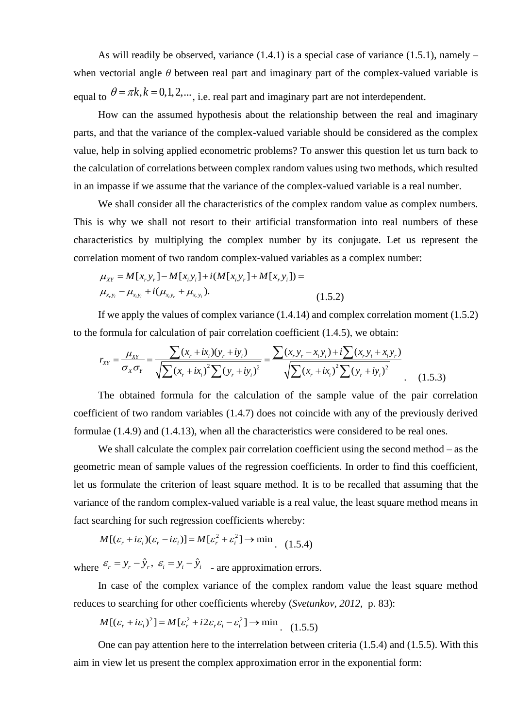As will readily be observed, variance (1.4.1) is a special case of variance (1.5.1), namely – when vectorial angle $\theta$ between real part and imaginary part of the complex-valued variable is equal to $\theta = \pi k, k = 0,1,2,...$, i.e. real part and imaginary part are not interdependent.

How can the assumed hypothesis about the relationship between the real and imaginary parts, and that the variance of the complex-valued variable should be considered as the complex value, help in solving applied econometric problems? To answer this question let us turn back to the calculation of correlations between complex random values using two methods, which resulted in an impasse if we assume that the variance of the complex-valued variable is a real number.

We shall consider all the characteristics of the complex random value as complex numbers. This is why we shall not resort to their artificial transformation into real numbers of these characteristics by multiplying the complex number by its conjugate. Let us represent the correlation moment of two random complex-valued variables as a complex number:

$$\mu_{XY} = M[x_r y_r] - M[x_i y_i] + i(M[x_i y_r] + M[x_r y_i]) =$$
$$\mu_{x_r y_i} - \mu_{x_i y_i} + i(\mu_{x_i y_r} + \mu_{x_r y_i}). \qquad (1.5.2)$$

If we apply the values of complex variance (1.4.14) and complex correlation moment (1.5.2) to the formula for calculation of pair correlation coefficient (1.4.5), we obtain:

$$r_{XY} = \frac{\mu_{XY}}{\sigma_X \sigma_Y} = \frac{\sum (x_r + ix_i)(y_r + iy_i)}{\sqrt{\sum (x_r + ix_i)^2 \sum (y_r + iy_i)^2}} = \frac{\sum (x_r y_r - x_i y_i) + i\sum (x_r y_i + x_i y_r)}{\sqrt{\sum (x_r + ix_i)^2 \sum (y_r + iy_i)^2}}. \qquad (1.5.3)$$

The obtained formula for the calculation of the sample value of the pair correlation coefficient of two random variables (1.4.7) does not coincide with any of the previously derived formulae (1.4.9) and (1.4.13), when all the characteristics were considered to be real ones.

We shall calculate the complex pair correlation coefficient using the second method – as the geometric mean of sample values of the regression coefficients. In order to find this coefficient, let us formulate the criterion of least square method. It is to be recalled that assuming that the variance of the random complex-valued variable is a real value, the least square method means in fact searching for such regression coefficients whereby:

$$M[(\varepsilon_r + i\varepsilon_i)(\varepsilon_r - i\varepsilon_i)] = M[\varepsilon_r^2 + \varepsilon_i^2] \to \min. \qquad (1.5.4)$$

where $\varepsilon_r = y_r - \hat{y}_r,\ \varepsilon_i = y_i - \hat{y}_i$ - are approximation errors.

In case of the complex variance of the complex random value the least square method reduces to searching for other coefficients whereby (*Svetunkov, 2012,* p. 83):

$$M[(\varepsilon_r + i\varepsilon_i)^2] = M[\varepsilon_r^2 + i2\varepsilon_r\varepsilon_i - \varepsilon_i^2] \to \min. \qquad (1.5.5)$$

One can pay attention here to the interrelation between criteria (1.5.4) and (1.5.5). With this aim in view let us present the complex approximation error in the exponential form: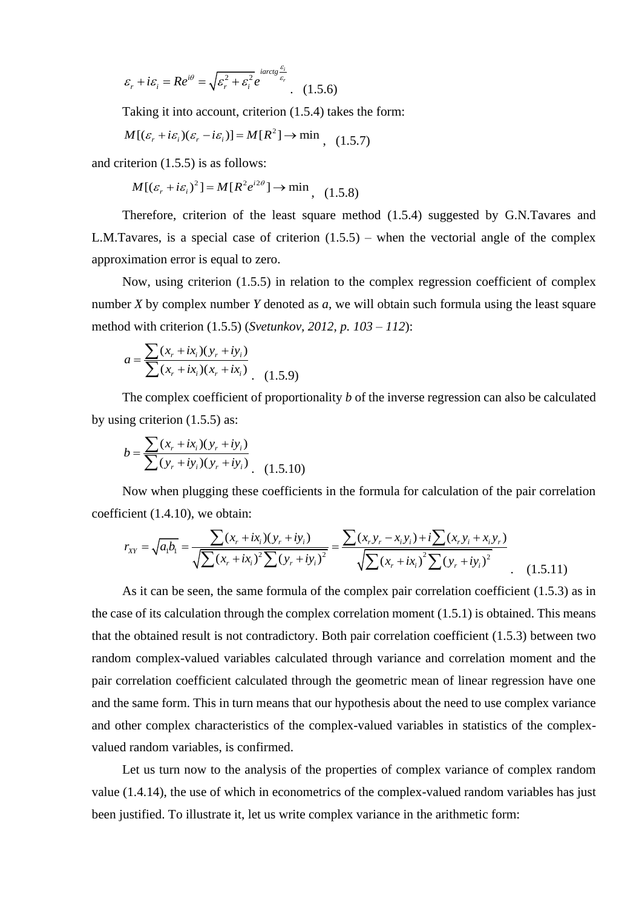$$\varepsilon_r + i\varepsilon_i = Re^{i\theta} = \sqrt{\varepsilon_r^2 + \varepsilon_i^2}\, e^{i\,arctg\frac{\varepsilon_i}{\varepsilon_r}} . \quad (1.5.6)$$

Taking it into account, criterion (1.5.4) takes the form:

$$M[(\varepsilon_r + i\varepsilon_i)(\varepsilon_r - i\varepsilon_i)] = M[R^2] \to \min , \quad (1.5.7)$$

and criterion (1.5.5) is as follows:

$$M[(\varepsilon_r + i\varepsilon_i)^2] = M[R^2 e^{i2\theta}] \to \min , \quad (1.5.8)$$

Therefore, criterion of the least square method (1.5.4) suggested by G.N.Tavares and L.M.Tavares, is a special case of criterion (1.5.5) – when the vectorial angle of the complex approximation error is equal to zero.

Now, using criterion (1.5.5) in relation to the complex regression coefficient of complex number *X* by complex number *Y* denoted as *a,* we will obtain such formula using the least square method with criterion (1.5.5) (*Svetunkov, 2012, p. 103 – 112*):

$$a = \frac{\sum (x_r + ix_i)(y_r + iy_i)}{\sum (x_r + ix_i)(x_r + ix_i)} . \quad (1.5.9)$$

The complex coefficient of proportionality *b* of the inverse regression can also be calculated by using criterion (1.5.5) as:

$$b = \frac{\sum (x_r + ix_i)(y_r + iy_i)}{\sum (y_r + iy_i)(y_r + iy_i)} . \quad (1.5.10)$$

Now when plugging these coefficients in the formula for calculation of the pair correlation coefficient (1.4.10), we obtain:

$$r_{XY} = \sqrt{a_1 b_1} = \frac{\sum (x_r + ix_i)(y_r + iy_i)}{\sqrt{\sum (x_r + ix_i)^2 \sum (y_r + iy_i)^2}} = \frac{\sum (x_r y_r - x_i y_i) + i\sum (x_r y_i + x_i y_r)}{\sqrt{\sum (x_r + ix_i)^2 \sum (y_r + iy_i)^2}} . \quad (1.5.11)$$

As it can be seen, the same formula of the complex pair correlation coefficient (1.5.3) as in the case of its calculation through the complex correlation moment (1.5.1) is obtained. This means that the obtained result is not contradictory. Both pair correlation coefficient (1.5.3) between two random complex-valued variables calculated through variance and correlation moment and the pair correlation coefficient calculated through the geometric mean of linear regression have one and the same form. This in turn means that our hypothesis about the need to use complex variance and other complex characteristics of the complex-valued variables in statistics of the complex-valued random variables, is confirmed.

Let us turn now to the analysis of the properties of complex variance of complex random value (1.4.14), the use of which in econometrics of the complex-valued random variables has just been justified. To illustrate it, let us write complex variance in the arithmetic form: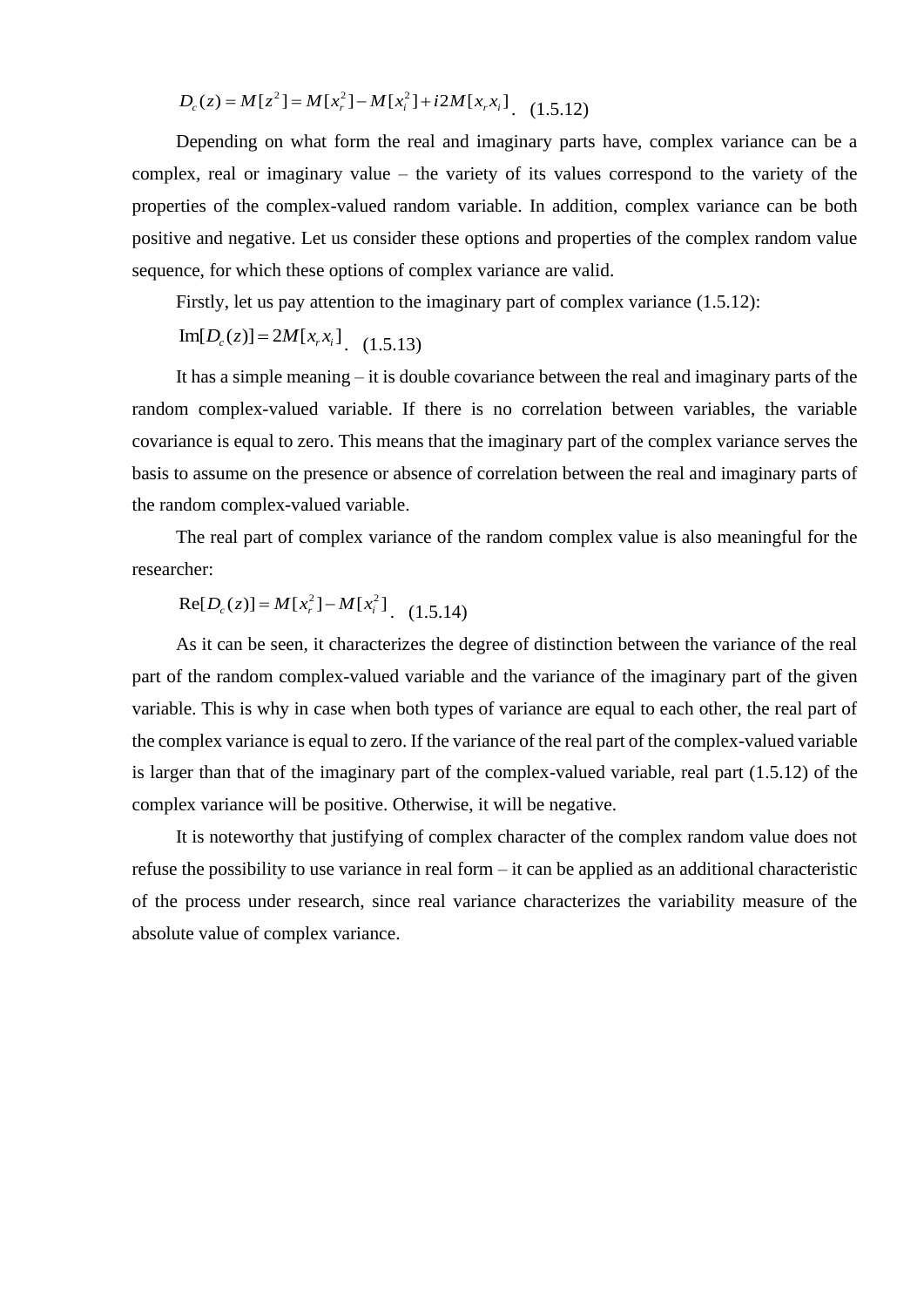$$D_c(z) = M[z^2] = M[x_r^2] - M[x_i^2] + i2M[x_r x_i]. \quad (1.5.12)$$

Depending on what form the real and imaginary parts have, complex variance can be a complex, real or imaginary value – the variety of its values correspond to the variety of the properties of the complex-valued random variable. In addition, complex variance can be both positive and negative. Let us consider these options and properties of the complex random value sequence, for which these options of complex variance are valid.

Firstly, let us pay attention to the imaginary part of complex variance (1.5.12):

$$\mathrm{Im}[D_c(z)] = 2M[x_r x_i]. \quad (1.5.13)$$

It has a simple meaning – it is double covariance between the real and imaginary parts of the random complex-valued variable. If there is no correlation between variables, the variable covariance is equal to zero. This means that the imaginary part of the complex variance serves the basis to assume on the presence or absence of correlation between the real and imaginary parts of the random complex-valued variable.

The real part of complex variance of the random complex value is also meaningful for the researcher:

$$\mathrm{Re}[D_c(z)] = M[x_r^2] - M[x_i^2]. \quad (1.5.14)$$

As it can be seen, it characterizes the degree of distinction between the variance of the real part of the random complex-valued variable and the variance of the imaginary part of the given variable. This is why in case when both types of variance are equal to each other, the real part of the complex variance is equal to zero. If the variance of the real part of the complex-valued variable is larger than that of the imaginary part of the complex-valued variable, real part (1.5.12) of the complex variance will be positive. Otherwise, it will be negative.

It is noteworthy that justifying of complex character of the complex random value does not refuse the possibility to use variance in real form – it can be applied as an additional characteristic of the process under research, since real variance characterizes the variability measure of the absolute value of complex variance.